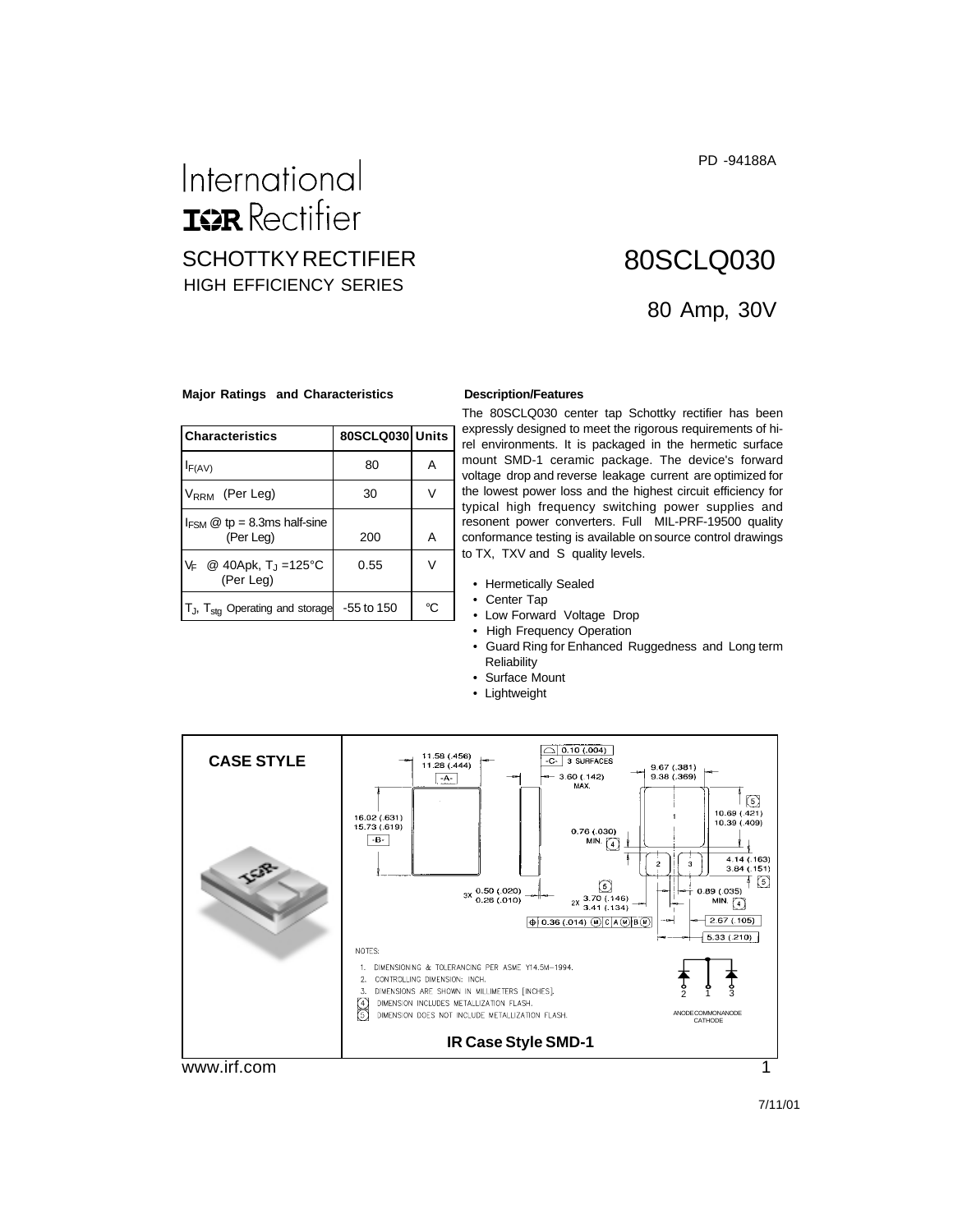PD -94188A

International
IOR Rectifier

# SCHOTTKY RECTIFIER

HIGH EFFICIENCY SERIES

# 80SCLQ030

## 80 Amp, 30V

### Major Ratings and Characteristics

| Characteristics | 80SCLQ030 | Units |
|---|---|---|
| $I_{F(AV)}$ | 80 | A |
| $V_{RRM}$ (Per Leg) | 30 | V |
| $I_{FSM}$ @ tp = 8.3ms half-sine (Per Leg) | 200 | A |
| $V_F$ @ 40Apk, $T_J$ =125°C (Per Leg) | 0.55 | V |
| $T_J$, $T_{stg}$ Operating and storage | -55 to 150 | °C |

### Description/Features

The 80SCLQ030 center tap Schottky rectifier has been expressly designed to meet the rigorous requirements of hi-rel environments. It is packaged in the hermetic surface mount SMD-1 ceramic package. The device's forward voltage drop and reverse leakage current are optimized for the lowest power loss and the highest circuit efficiency for typical high frequency switching power supplies and resonent power converters. Full MIL-PRF-19500 quality conformance testing is available on source control drawings to TX, TXV and S quality levels.

- Hermetically Sealed
- Center Tap
- Low Forward Voltage Drop
- High Frequency Operation
- Guard Ring for Enhanced Ruggedness and Long term Reliability
- Surface Mount
- Lightweight

### CASE STYLE

NOTES:

1. DIMENSIONING & TOLERANCING PER ASME Y14.5M-1994.
2. CONTROLLING DIMENSION: INCH.
3. DIMENSIONS ARE SHOWN IN MILLIMETERS [INCHES].
4. DIMENSION INCLUDES METALLIZATION FLASH.
5. DIMENSION DOES NOT INCLUDE METALLIZATION FLASH.

ANODE (2) COMMON CATHODE (1) ANODE (3)

**IR Case Style SMD-1**

www.irf.com

7/11/01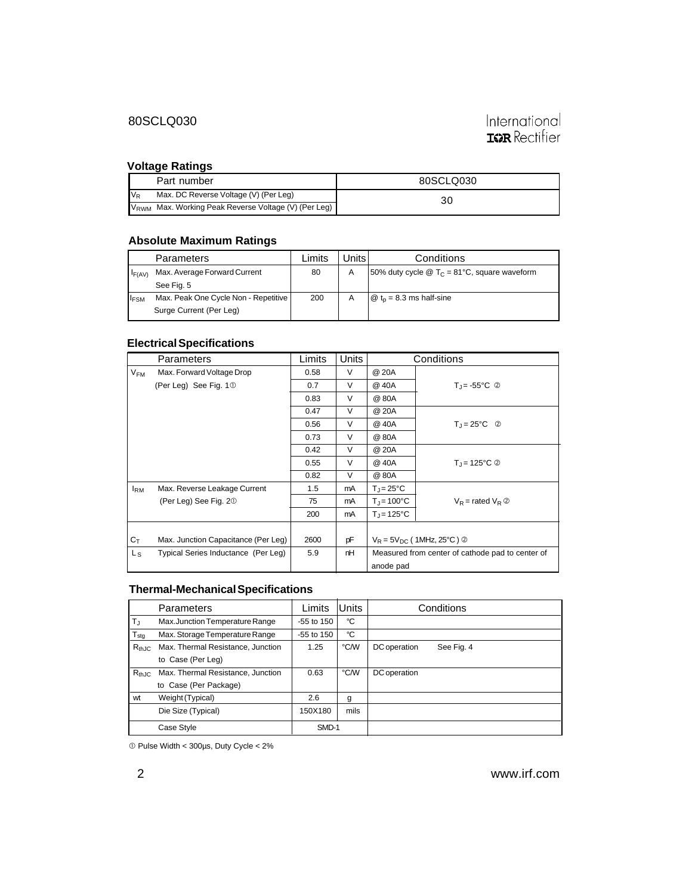## Voltage Ratings

| | Part number | 80SCLQ030 |
|---|---|---|
| $V_R$ | Max. DC Reverse Voltage (V) (Per Leg) | 30 |
| $V_{RWM}$ | Max. Working Peak Reverse Voltage (V) (Per Leg) | |

## Absolute Maximum Ratings

| | Parameters | Limits | Units | Conditions |
|---|---|---|---|---|
| $I_{F(AV)}$ | Max. Average Forward Current<br>See Fig. 5 | 80 | A | 50% duty cycle @ $T_C$ = 81°C, square waveform |
| $I_{FSM}$ | Max. Peak One Cycle Non - Repetitive<br>Surge Current (Per Leg) | 200 | A | @ $t_p$ = 8.3 ms half-sine |

## Electrical Specifications

| | Parameters | Limits | Units | Conditions | |
|---|---|---|---|---|---|
| $V_{FM}$ | Max. Forward Voltage Drop | 0.58 | V | @ 20A | $T_J$ = -55°C ② |
| | (Per Leg) See Fig. 1① | 0.7 | V | @ 40A | |
| | | 0.83 | V | @ 80A | |
| | | 0.47 | V | @ 20A | $T_J$ = 25°C ② |
| | | 0.56 | V | @ 40A | |
| | | 0.73 | V | @ 80A | |
| | | 0.42 | V | @ 20A | $T_J$ = 125°C ② |
| | | 0.55 | V | @ 40A | |
| | | 0.82 | V | @ 80A | |
| $I_{RM}$ | Max. Reverse Leakage Current | 1.5 | mA | $T_J$ = 25°C | $V_R$ = rated $V_R$ ② |
| | (Per Leg) See Fig. 2① | 75 | mA | $T_J$ = 100°C | |
| | | 200 | mA | $T_J$ = 125°C | |
| $C_T$ | Max. Junction Capacitance (Per Leg) | 2600 | pF | $V_R$ = 5$V_{DC}$ ( 1MHz, 25°C ) ② | |
| $L_S$ | Typical Series Inductance (Per Leg) | 5.9 | nH | Measured from center of cathode pad to center of anode pad | |

## Thermal-Mechanical Specifications

| | Parameters | Limits | Units | Conditions |
|---|---|---|---|---|
| $T_J$ | Max.Junction Temperature Range | -55 to 150 | °C | |
| $T_{stg}$ | Max. Storage Temperature Range | -55 to 150 | °C | |
| $R_{thJC}$ | Max. Thermal Resistance, Junction to Case (Per Leg) | 1.25 | °C/W | DC operation See Fig. 4 |
| $R_{thJC}$ | Max. Thermal Resistance, Junction to Case (Per Package) | 0.63 | °C/W | DC operation |
| wt | Weight (Typical) | 2.6 | g | |
| | Die Size (Typical) | 150X180 | mils | |
| | Case Style | SMD-1 | | |

① Pulse Width < 300µs, Duty Cycle < 2%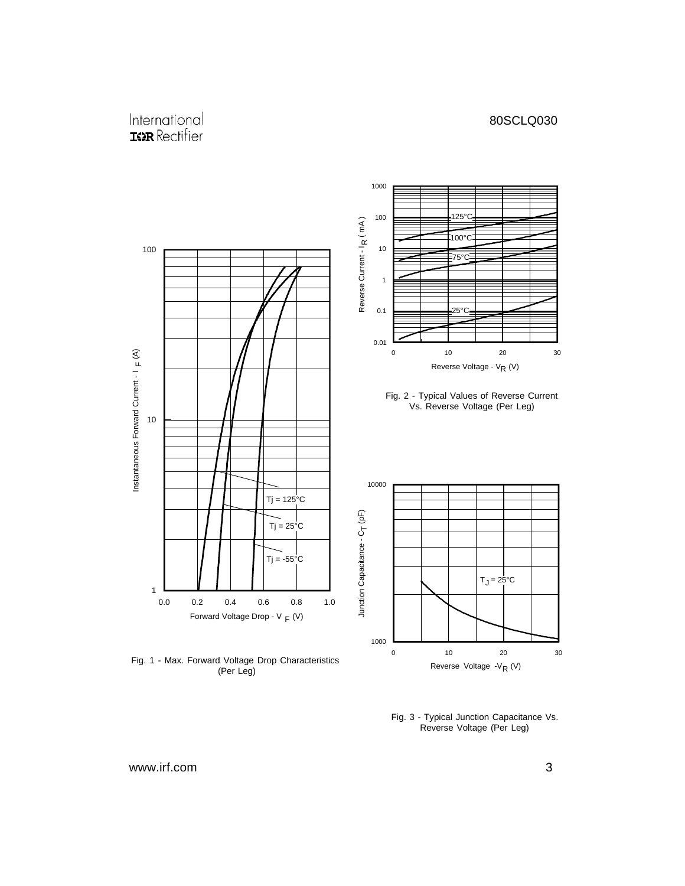Fig. 1 - Max. Forward Voltage Drop Characteristics (Per Leg)

Fig. 2 - Typical Values of Reverse Current Vs. Reverse Voltage (Per Leg)

Fig. 3 - Typical Junction Capacitance Vs. Reverse Voltage (Per Leg)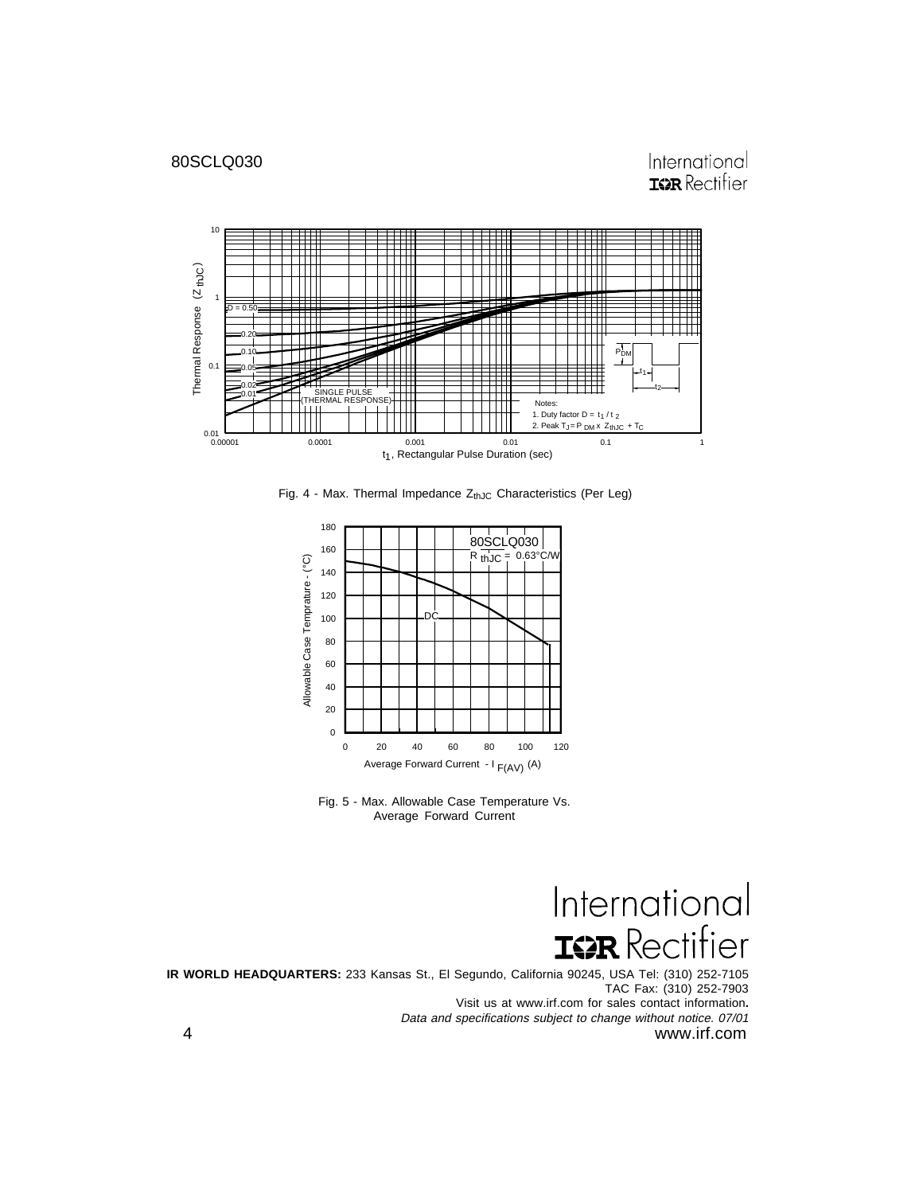Thermal Response ($Z_{thJC}$)

10

1

0.1

0.01

D = 0.50

0.20

0.10

0.05

0.02

0.01

SINGLE PULSE
(THERMAL RESPONSE)

$P_{DM}$

$t_1$

$t_2$

Notes:
1. Duty factor $D = t_1 / t_2$
2. Peak $T_J = P_{DM} \times Z_{thJC} + T_C$

0.00001 0.0001 0.001 0.01 0.1 1

$t_1$, Rectangular Pulse Duration (sec)

Fig. 4 - Max. Thermal Impedance $Z_{thJC}$ Characteristics (Per Leg)

Allowable Case Temprature - (°C)

180 160 140 120 100 80 60 40 20 0

80SCLQ030
$R_{thJC}$ = 0.63°C/W

DC

0 20 40 60 80 100 120

Average Forward Current - $I_{F(AV)}$ (A)

Fig. 5 - Max. Allowable Case Temperature Vs. Average Forward Current

International
IOR Rectifier

**IR WORLD HEADQUARTERS:** 233 Kansas St., El Segundo, California 90245, USA Tel: (310) 252-7105
TAC Fax: (310) 252-7903
Visit us at www.irf.com for sales contact information**.**
*Data and specifications subject to change without notice. 07/01*